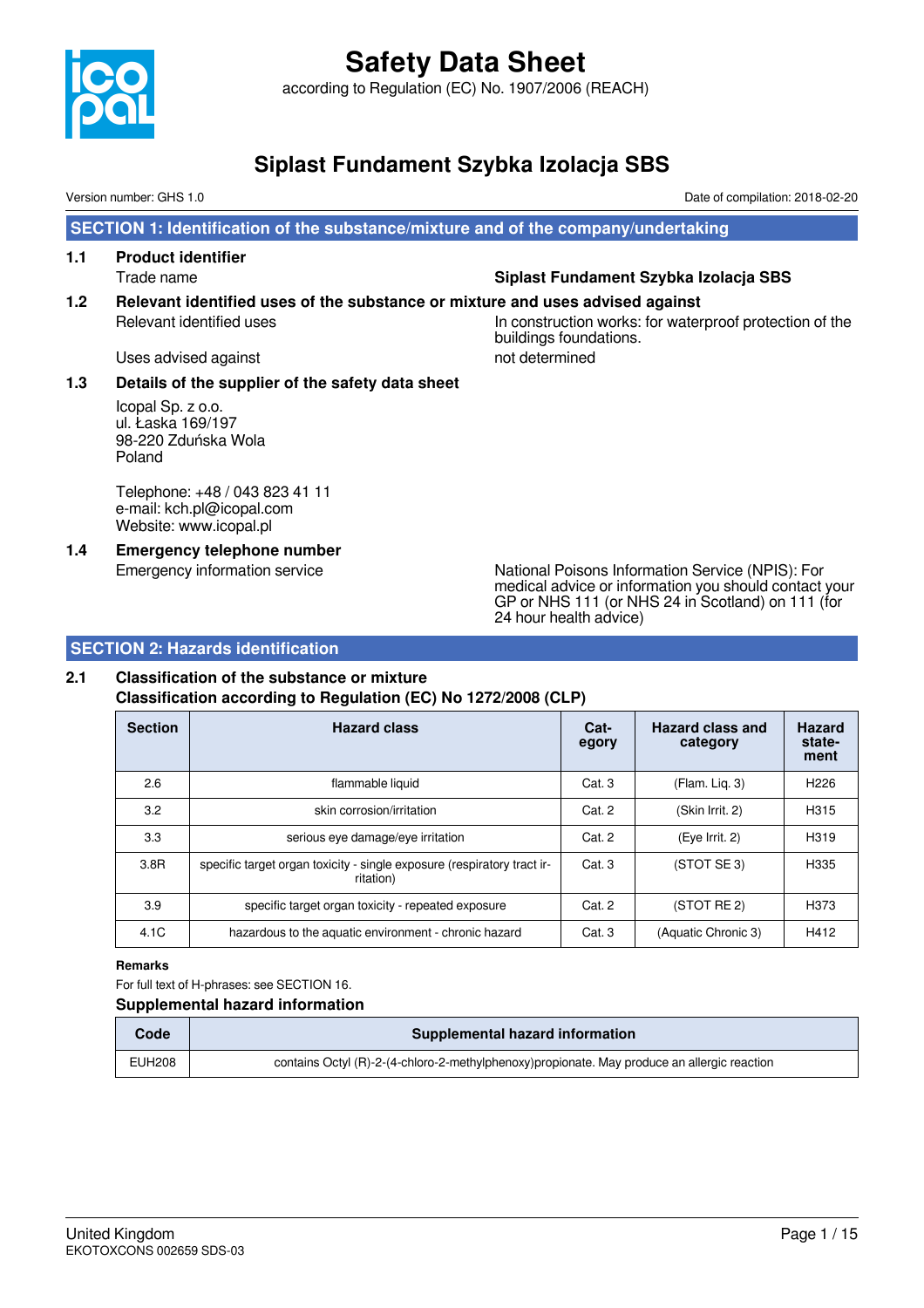# Safety Data Sheet

according to Regulation (EC) No. 1907/2006 (REACH)

## Siplast Fundament Szybka Izolacja SBS

Version number: GHS 1.0 | Date of compilation: 2018-02-20

## SECTION 1: Identification of the substance/mixture and of the company/undertaking

### 1.1 Product identifier

Trade name: **Siplast Fundament Szybka Izolacja SBS**

### 1.2 Relevant identified uses of the substance or mixture and uses advised against

Relevant identified uses: In construction works: for waterproof protection of the buildings foundations.

Uses advised against: not determined

### 1.3 Details of the supplier of the safety data sheet

Icopal Sp. z o.o.
ul. Łaska 169/197
98-220 Zduńska Wola
Poland

Telephone: +48 / 043 823 41 11
e-mail: kch.pl@icopal.com
Website: www.icopal.pl

### 1.4 Emergency telephone number

Emergency information service: National Poisons Information Service (NPIS): For medical advice or information you should contact your GP or NHS 111 (or NHS 24 in Scotland) on 111 (for 24 hour health advice)

## SECTION 2: Hazards identification

### 2.1 Classification of the substance or mixture

**Classification according to Regulation (EC) No 1272/2008 (CLP)**

| Section | Hazard class | Category | Hazard class and category | Hazard statement |
|---|---|---|---|---|
| 2.6 | flammable liquid | Cat. 3 | (Flam. Liq. 3) | H226 |
| 3.2 | skin corrosion/irritation | Cat. 2 | (Skin Irrit. 2) | H315 |
| 3.3 | serious eye damage/eye irritation | Cat. 2 | (Eye Irrit. 2) | H319 |
| 3.8R | specific target organ toxicity - single exposure (respiratory tract irritation) | Cat. 3 | (STOT SE 3) | H335 |
| 3.9 | specific target organ toxicity - repeated exposure | Cat. 2 | (STOT RE 2) | H373 |
| 4.1C | hazardous to the aquatic environment - chronic hazard | Cat. 3 | (Aquatic Chronic 3) | H412 |

**Remarks**

For full text of H-phrases: see SECTION 16.

**Supplemental hazard information**

| Code | Supplemental hazard information |
|---|---|
| EUH208 | contains Octyl (R)-2-(4-chloro-2-methylphenoxy)propionate. May produce an allergic reaction |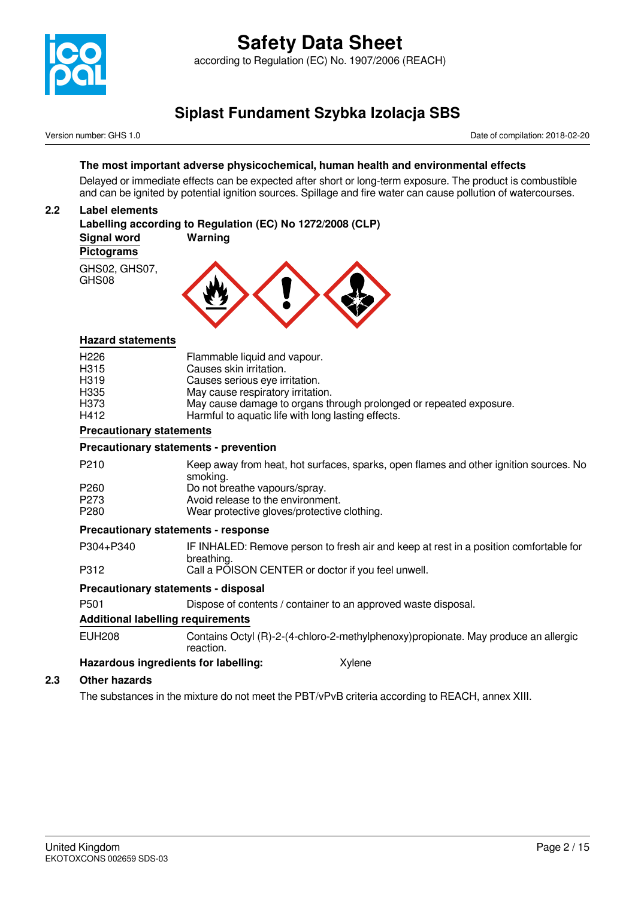**The most important adverse physicochemical, human health and environmental effects**

Delayed or immediate effects can be expected after short or long-term exposure. The product is combustible and can be ignited by potential ignition sources. Spillage and fire water can cause pollution of watercourses.

## 2.2 Label elements

**Labelling according to Regulation (EC) No 1272/2008 (CLP)**

**Signal word** **Warning**

**Pictograms**

GHS02, GHS07, GHS08

**Hazard statements**

| | |
|---|---|
| H226 | Flammable liquid and vapour. |
| H315 | Causes skin irritation. |
| H319 | Causes serious eye irritation. |
| H335 | May cause respiratory irritation. |
| H373 | May cause damage to organs through prolonged or repeated exposure. |
| H412 | Harmful to aquatic life with long lasting effects. |

**Precautionary statements**

**Precautionary statements - prevention**

| | |
|---|---|
| P210 | Keep away from heat, hot surfaces, sparks, open flames and other ignition sources. No smoking. |
| P260 | Do not breathe vapours/spray. |
| P273 | Avoid release to the environment. |
| P280 | Wear protective gloves/protective clothing. |

**Precautionary statements - response**

| | |
|---|---|
| P304+P340 | IF INHALED: Remove person to fresh air and keep at rest in a position comfortable for breathing. |
| P312 | Call a POISON CENTER or doctor if you feel unwell. |

**Precautionary statements - disposal**

| | |
|---|---|
| P501 | Dispose of contents / container to an approved waste disposal. |

**Additional labelling requirements**

| | |
|---|---|
| EUH208 | Contains Octyl (R)-2-(4-chloro-2-methylphenoxy)propionate. May produce an allergic reaction. |

**Hazardous ingredients for labelling:** Xylene

## 2.3 Other hazards

The substances in the mixture do not meet the PBT/vPvB criteria according to REACH, annex XIII.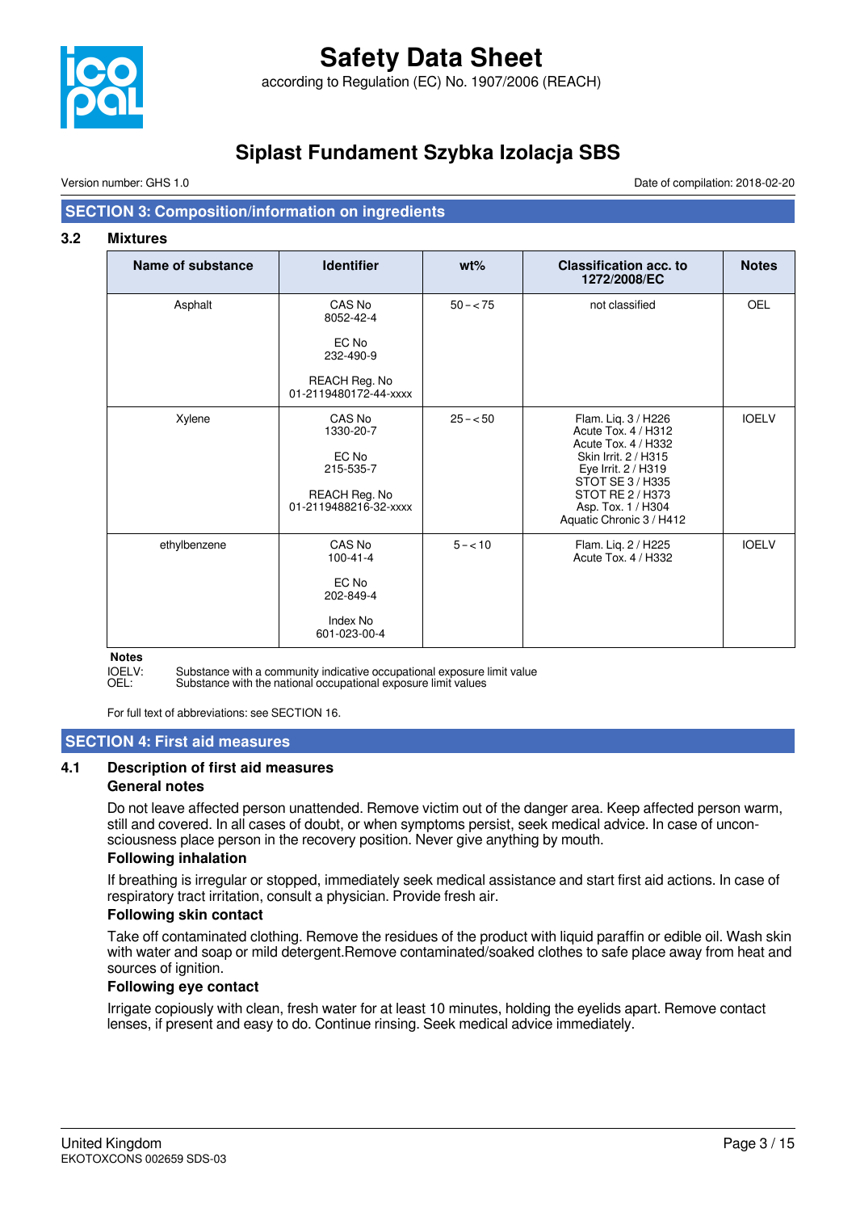## SECTION 3: Composition/information on ingredients

### 3.2 Mixtures

| Name of substance | Identifier | wt% | Classification acc. to 1272/2008/EC | Notes |
|---|---|---|---|---|
| Asphalt | CAS No<br>8052-42-4<br><br>EC No<br>232-490-9<br><br>REACH Reg. No<br>01-2119480172-44-xxxx | 50 – < 75 | not classified | OEL |
| Xylene | CAS No<br>1330-20-7<br><br>EC No<br>215-535-7<br><br>REACH Reg. No<br>01-2119488216-32-xxxx | 25 – < 50 | Flam. Liq. 3 / H226<br>Acute Tox. 4 / H312<br>Acute Tox. 4 / H332<br>Skin Irrit. 2 / H315<br>Eye Irrit. 2 / H319<br>STOT SE 3 / H335<br>STOT RE 2 / H373<br>Asp. Tox. 1 / H304<br>Aquatic Chronic 3 / H412 | IOELV |
| ethylbenzene | CAS No<br>100-41-4<br><br>EC No<br>202-849-4<br><br>Index No<br>601-023-00-4 | 5 – < 10 | Flam. Liq. 2 / H225<br>Acute Tox. 4 / H332 | IOELV |

**Notes**

IOELV: Substance with a community indicative occupational exposure limit value
OEL: Substance with the national occupational exposure limit values

For full text of abbreviations: see SECTION 16.

## SECTION 4: First aid measures

### 4.1 Description of first aid measures

**General notes**

Do not leave affected person unattended. Remove victim out of the danger area. Keep affected person warm, still and covered. In all cases of doubt, or when symptoms persist, seek medical advice. In case of unconsciousness place person in the recovery position. Never give anything by mouth.

**Following inhalation**

If breathing is irregular or stopped, immediately seek medical assistance and start first aid actions. In case of respiratory tract irritation, consult a physician. Provide fresh air.

**Following skin contact**

Take off contaminated clothing. Remove the residues of the product with liquid paraffin or edible oil. Wash skin with water and soap or mild detergent.Remove contaminated/soaked clothes to safe place away from heat and sources of ignition.

**Following eye contact**

Irrigate copiously with clean, fresh water for at least 10 minutes, holding the eyelids apart. Remove contact lenses, if present and easy to do. Continue rinsing. Seek medical advice immediately.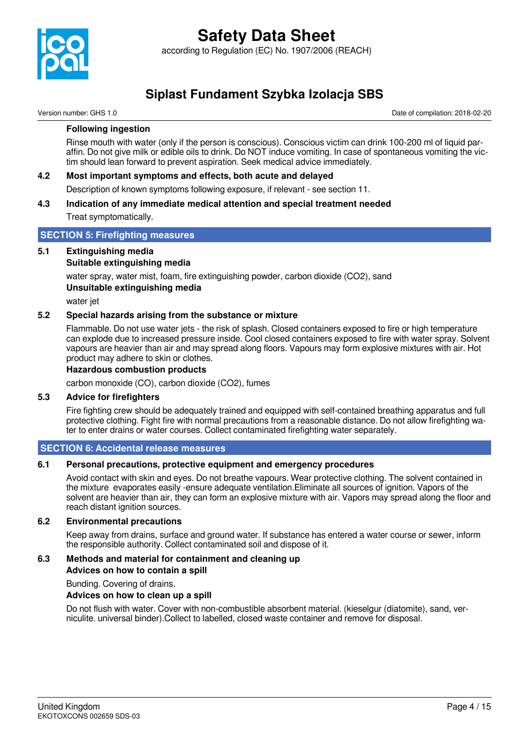**Following ingestion**

Rinse mouth with water (only if the person is conscious). Conscious victim can drink 100-200 ml of liquid paraffin. Do not give milk or edible oils to drink. Do NOT induce vomiting. In case of spontaneous vomiting the victim should lean forward to prevent aspiration. Seek medical advice immediately.

### 4.2 Most important symptoms and effects, both acute and delayed

Description of known symptoms following exposure, if relevant - see section 11.

### 4.3 Indication of any immediate medical attention and special treatment needed

Treat symptomatically.

## SECTION 5: Firefighting measures

### 5.1 Extinguishing media

**Suitable extinguishing media**

water spray, water mist, foam, fire extinguishing powder, carbon dioxide ($CO_2$), sand

**Unsuitable extinguishing media**

water jet

### 5.2 Special hazards arising from the substance or mixture

Flammable. Do not use water jets - the risk of splash. Closed containers exposed to fire or high temperature can explode due to increased pressure inside. Cool closed containers exposed to fire with water spray. Solvent vapours are heavier than air and may spread along floors. Vapours may form explosive mixtures with air. Hot product may adhere to skin or clothes.

**Hazardous combustion products**

carbon monoxide (CO), carbon dioxide ($CO_2$), fumes

### 5.3 Advice for firefighters

Fire fighting crew should be adequately trained and equipped with self-contained breathing apparatus and full protective clothing. Fight fire with normal precautions from a reasonable distance. Do not allow firefighting water to enter drains or water courses. Collect contaminated firefighting water separately.

## SECTION 6: Accidental release measures

### 6.1 Personal precautions, protective equipment and emergency procedures

Avoid contact with skin and eyes. Do not breathe vapours. Wear protective clothing. The solvent contained in the mixture evaporates easily -ensure adequate ventilation.Eliminate all sources of ignition. Vapors of the solvent are heavier than air, they can form an explosive mixture with air. Vapors may spread along the floor and reach distant ignition sources.

### 6.2 Environmental precautions

Keep away from drains, surface and ground water. If substance has entered a water course or sewer, inform the responsible authority. Collect contaminated soil and dispose of it.

### 6.3 Methods and material for containment and cleaning up

**Advices on how to contain a spill**

Bunding. Covering of drains.

**Advices on how to clean up a spill**

Do not flush with water. Cover with non-combustible absorbent material. (kieselgur (diatomite), sand, verniculite. universal binder).Collect to labelled, closed waste container and remove for disposal.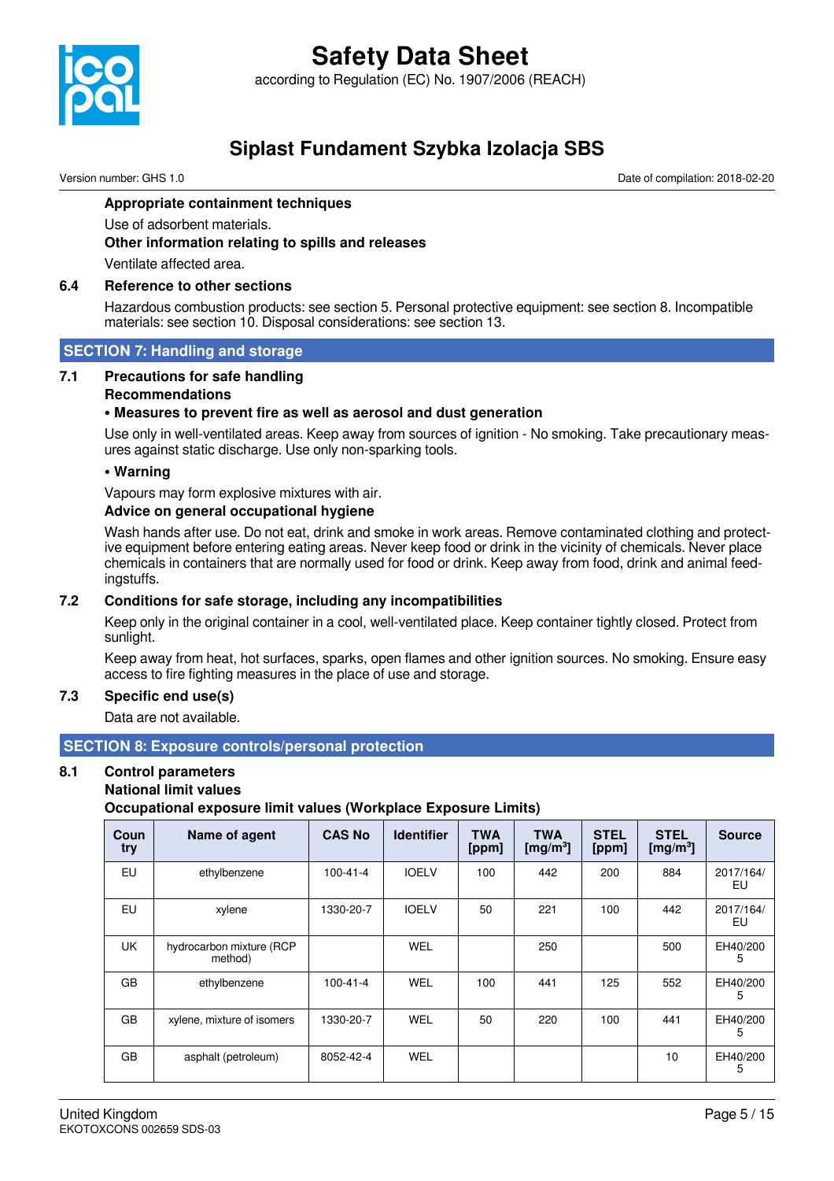**Appropriate containment techniques**

Use of adsorbent materials.

**Other information relating to spills and releases**

Ventilate affected area.

### 6.4 Reference to other sections

Hazardous combustion products: see section 5. Personal protective equipment: see section 8. Incompatible materials: see section 10. Disposal considerations: see section 13.

## SECTION 7: Handling and storage

### 7.1 Precautions for safe handling

**Recommendations**

**• Measures to prevent fire as well as aerosol and dust generation**

Use only in well-ventilated areas. Keep away from sources of ignition - No smoking. Take precautionary measures against static discharge. Use only non-sparking tools.

**• Warning**

Vapours may form explosive mixtures with air.

**Advice on general occupational hygiene**

Wash hands after use. Do not eat, drink and smoke in work areas. Remove contaminated clothing and protective equipment before entering eating areas. Never keep food or drink in the vicinity of chemicals. Never place chemicals in containers that are normally used for food or drink. Keep away from food, drink and animal feedingstuffs.

### 7.2 Conditions for safe storage, including any incompatibilities

Keep only in the original container in a cool, well-ventilated place. Keep container tightly closed. Protect from sunlight.

Keep away from heat, hot surfaces, sparks, open flames and other ignition sources. No smoking. Ensure easy access to fire fighting measures in the place of use and storage.

### 7.3 Specific end use(s)

Data are not available.

## SECTION 8: Exposure controls/personal protection

### 8.1 Control parameters

**National limit values**

**Occupational exposure limit values (Workplace Exposure Limits)**

| Country | Name of agent | CAS No | Identifier | TWA [ppm] | TWA [mg/m³] | STEL [ppm] | STEL [mg/m³] | Source |
|---|---|---|---|---|---|---|---|---|
| EU | ethylbenzene | 100-41-4 | IOELV | 100 | 442 | 200 | 884 | 2017/164/EU |
| EU | xylene | 1330-20-7 | IOELV | 50 | 221 | 100 | 442 | 2017/164/EU |
| UK | hydrocarbon mixture (RCP method) | | WEL | | 250 | | 500 | EH40/2005 |
| GB | ethylbenzene | 100-41-4 | WEL | 100 | 441 | 125 | 552 | EH40/2005 |
| GB | xylene, mixture of isomers | 1330-20-7 | WEL | 50 | 220 | 100 | 441 | EH40/2005 |
| GB | asphalt (petroleum) | 8052-42-4 | WEL | | | | 10 | EH40/2005 |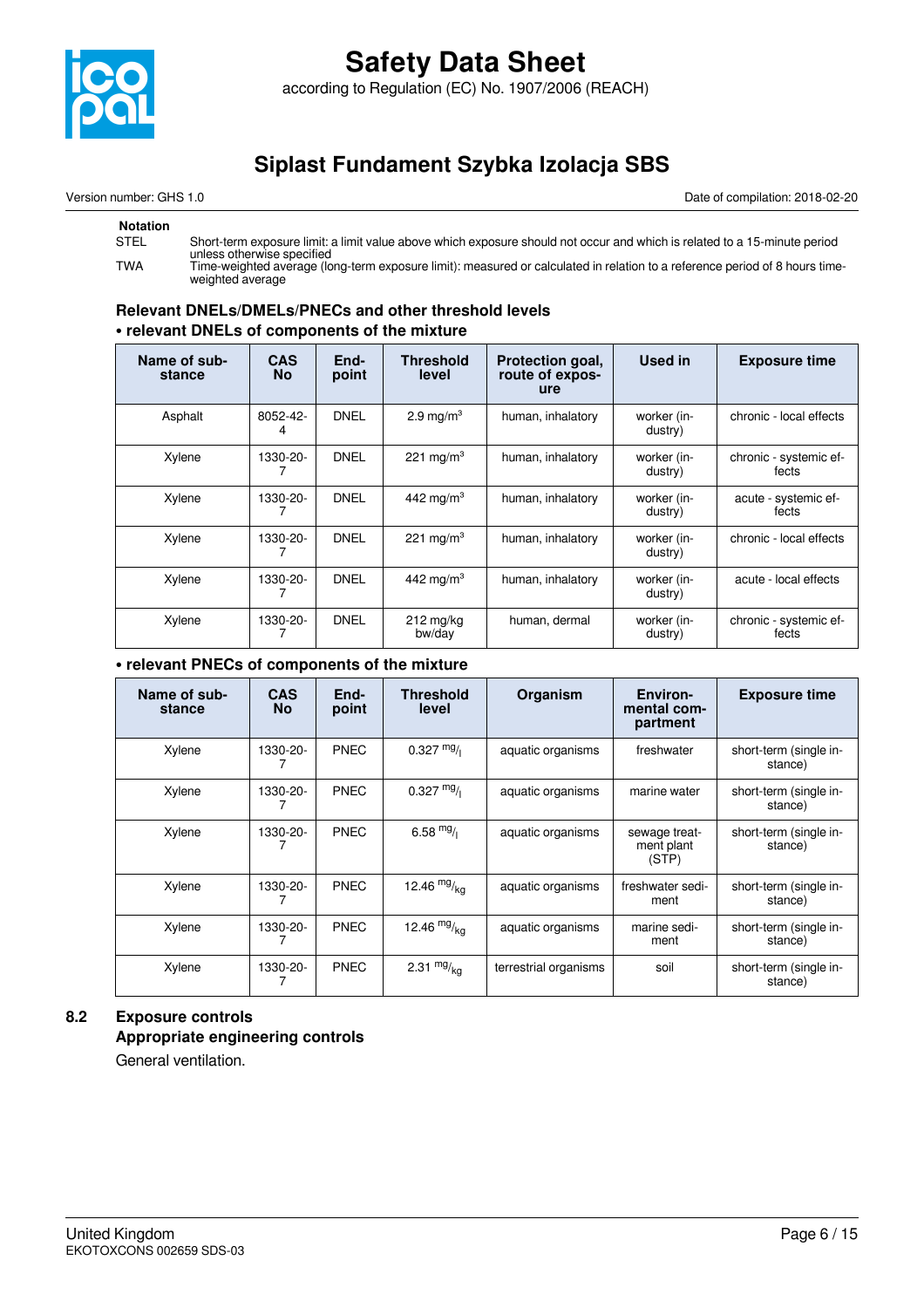**Notation**

| | |
|---|---|
| STEL | Short-term exposure limit: a limit value above which exposure should not occur and which is related to a 15-minute period unless otherwise specified |
| TWA | Time-weighted average (long-term exposure limit): measured or calculated in relation to a reference period of 8 hours time-weighted average |

**Relevant DNELs/DMELs/PNECs and other threshold levels**

**• relevant DNELs of components of the mixture**

| Name of substance | CAS No | End-point | Threshold level | Protection goal, route of exposure | Used in | Exposure time |
|---|---|---|---|---|---|---|
| Asphalt | 8052-42-4 | DNEL | 2.9 mg/m³ | human, inhalatory | worker (industry) | chronic - local effects |
| Xylene | 1330-20-7 | DNEL | 221 mg/m³ | human, inhalatory | worker (industry) | chronic - systemic effects |
| Xylene | 1330-20-7 | DNEL | 442 mg/m³ | human, inhalatory | worker (industry) | acute - systemic effects |
| Xylene | 1330-20-7 | DNEL | 221 mg/m³ | human, inhalatory | worker (industry) | chronic - local effects |
| Xylene | 1330-20-7 | DNEL | 442 mg/m³ | human, inhalatory | worker (industry) | acute - local effects |
| Xylene | 1330-20-7 | DNEL | 212 mg/kg bw/day | human, dermal | worker (industry) | chronic - systemic effects |

**• relevant PNECs of components of the mixture**

| Name of substance | CAS No | End-point | Threshold level | Organism | Environmental compartment | Exposure time |
|---|---|---|---|---|---|---|
| Xylene | 1330-20-7 | PNEC | 0.327 mg/l | aquatic organisms | freshwater | short-term (single instance) |
| Xylene | 1330-20-7 | PNEC | 0.327 mg/l | aquatic organisms | marine water | short-term (single instance) |
| Xylene | 1330-20-7 | PNEC | 6.58 mg/l | aquatic organisms | sewage treatment plant (STP) | short-term (single instance) |
| Xylene | 1330-20-7 | PNEC | 12.46 mg/kg | aquatic organisms | freshwater sediment | short-term (single instance) |
| Xylene | 1330-20-7 | PNEC | 12.46 mg/kg | aquatic organisms | marine sediment | short-term (single instance) |
| Xylene | 1330-20-7 | PNEC | 2.31 mg/kg | terrestrial organisms | soil | short-term (single instance) |

## 8.2 Exposure controls

**Appropriate engineering controls**

General ventilation.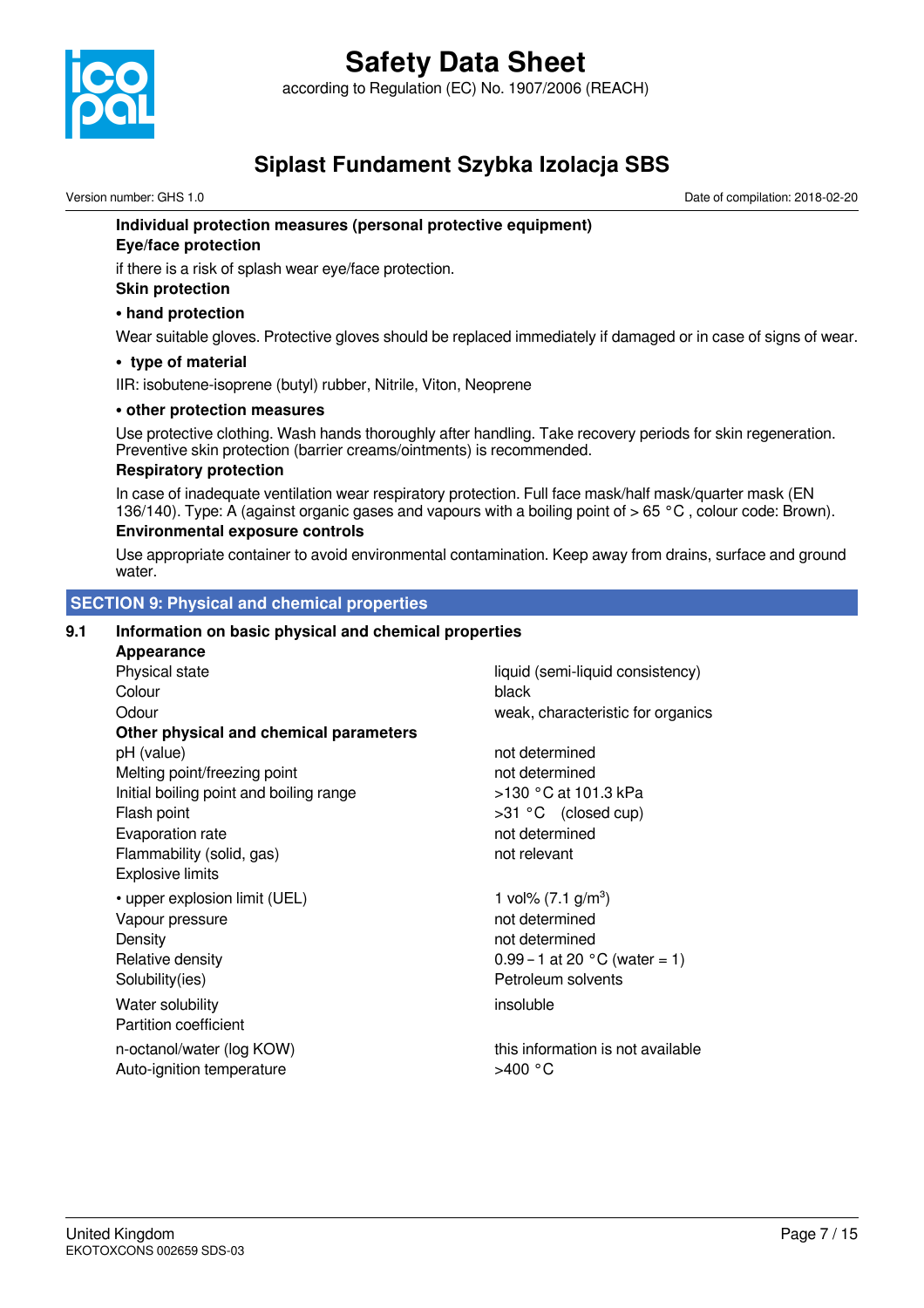**Individual protection measures (personal protective equipment)**

**Eye/face protection**

if there is a risk of splash wear eye/face protection.

**Skin protection**

**• hand protection**

Wear suitable gloves. Protective gloves should be replaced immediately if damaged or in case of signs of wear.

**• type of material**

IIR: isobutene-isoprene (butyl) rubber, Nitrile, Viton, Neoprene

**• other protection measures**

Use protective clothing. Wash hands thoroughly after handling. Take recovery periods for skin regeneration. Preventive skin protection (barrier creams/ointments) is recommended.

**Respiratory protection**

In case of inadequate ventilation wear respiratory protection. Full face mask/half mask/quarter mask (EN 136/140). Type: A (against organic gases and vapours with a boiling point of > 65 °C , colour code: Brown).

**Environmental exposure controls**

Use appropriate container to avoid environmental contamination. Keep away from drains, surface and ground water.

## SECTION 9: Physical and chemical properties

### 9.1 Information on basic physical and chemical properties

**Appearance**

| | |
|---|---|
| Physical state | liquid (semi-liquid consistency) |
| Colour | black |
| Odour | weak, characteristic for organics |

**Other physical and chemical parameters**

| | |
|---|---|
| pH (value) | not determined |
| Melting point/freezing point | not determined |
| Initial boiling point and boiling range | >130 °C at 101.3 kPa |
| Flash point | >31 °C (closed cup) |
| Evaporation rate | not determined |
| Flammability (solid, gas) | not relevant |
| Explosive limits | |
| • upper explosion limit (UEL) | 1 vol% (7.1 g/m$^3$) |
| Vapour pressure | not determined |
| Density | not determined |
| Relative density | 0.99 – 1 at 20 °C (water = 1) |
| Solubility(ies) | Petroleum solvents |
| Water solubility | insoluble |
| Partition coefficient | |
| n-octanol/water (log KOW) | this information is not available |
| Auto-ignition temperature | >400 °C |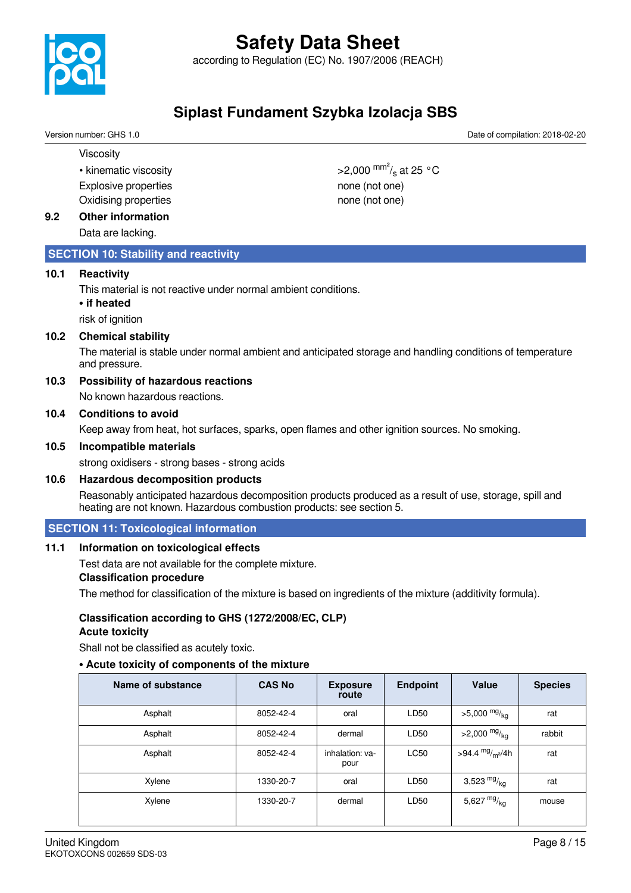Viscosity

- kinematic viscosity: >2,000 $^{mm^2}/_{s}$ at 25 °C

Explosive properties: none (not one)

Oxidising properties: none (not one)

### 9.2 Other information

Data are lacking.

## SECTION 10: Stability and reactivity

### 10.1 Reactivity

This material is not reactive under normal ambient conditions.

**• if heated**

risk of ignition

### 10.2 Chemical stability

The material is stable under normal ambient and anticipated storage and handling conditions of temperature and pressure.

### 10.3 Possibility of hazardous reactions

No known hazardous reactions.

### 10.4 Conditions to avoid

Keep away from heat, hot surfaces, sparks, open flames and other ignition sources. No smoking.

### 10.5 Incompatible materials

strong oxidisers - strong bases - strong acids

### 10.6 Hazardous decomposition products

Reasonably anticipated hazardous decomposition products produced as a result of use, storage, spill and heating are not known. Hazardous combustion products: see section 5.

## SECTION 11: Toxicological information

### 11.1 Information on toxicological effects

Test data are not available for the complete mixture.

**Classification procedure**

The method for classification of the mixture is based on ingredients of the mixture (additivity formula).

**Classification according to GHS (1272/2008/EC, CLP)**

**Acute toxicity**

Shall not be classified as acutely toxic.

**• Acute toxicity of components of the mixture**

| Name of substance | CAS No | Exposure route | Endpoint | Value | Species |
|---|---|---|---|---|---|
| Asphalt | 8052-42-4 | oral | LD50 | >5,000 $^{mg}/_{kg}$ | rat |
| Asphalt | 8052-42-4 | dermal | LD50 | >2,000 $^{mg}/_{kg}$ | rabbit |
| Asphalt | 8052-42-4 | inhalation: vapour | LC50 | >94.4 $^{mg}/_{m^3}$/4h | rat |
| Xylene | 1330-20-7 | oral | LD50 | 3,523 $^{mg}/_{kg}$ | rat |
| Xylene | 1330-20-7 | dermal | LD50 | 5,627 $^{mg}/_{kg}$ | mouse |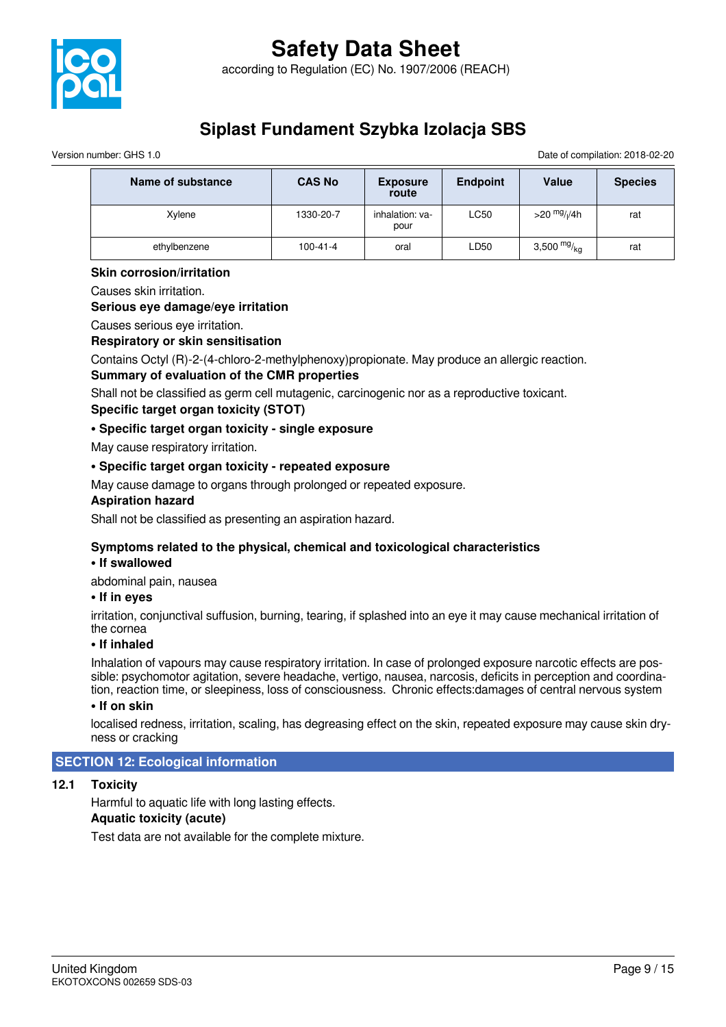| Name of substance | CAS No | Exposure route | Endpoint | Value | Species |
|---|---|---|---|---|---|
| Xylene | 1330-20-7 | inhalation: vapour | LC50 | >20 $^{mg}/_{l}$/4h | rat |
| ethylbenzene | 100-41-4 | oral | LD50 | 3,500 $^{mg}/_{kg}$ | rat |

**Skin corrosion/irritation**

Causes skin irritation.

**Serious eye damage/eye irritation**

Causes serious eye irritation.

**Respiratory or skin sensitisation**

Contains Octyl (R)-2-(4-chloro-2-methylphenoxy)propionate. May produce an allergic reaction.

**Summary of evaluation of the CMR properties**

Shall not be classified as germ cell mutagenic, carcinogenic nor as a reproductive toxicant.

**Specific target organ toxicity (STOT)**

**• Specific target organ toxicity - single exposure**

May cause respiratory irritation.

**• Specific target organ toxicity - repeated exposure**

May cause damage to organs through prolonged or repeated exposure.

**Aspiration hazard**

Shall not be classified as presenting an aspiration hazard.

**Symptoms related to the physical, chemical and toxicological characteristics**

**• If swallowed**

abdominal pain, nausea

**• If in eyes**

irritation, conjunctival suffusion, burning, tearing, if splashed into an eye it may cause mechanical irritation of the cornea

**• If inhaled**

Inhalation of vapours may cause respiratory irritation. In case of prolonged exposure narcotic effects are possible: psychomotor agitation, severe headache, vertigo, nausea, narcosis, deficits in perception and coordination, reaction time, or sleepiness, loss of consciousness. Chronic effects:damages of central nervous system

**• If on skin**

localised redness, irritation, scaling, has degreasing effect on the skin, repeated exposure may cause skin dryness or cracking

## SECTION 12: Ecological information

### 12.1 Toxicity

Harmful to aquatic life with long lasting effects.

**Aquatic toxicity (acute)**

Test data are not available for the complete mixture.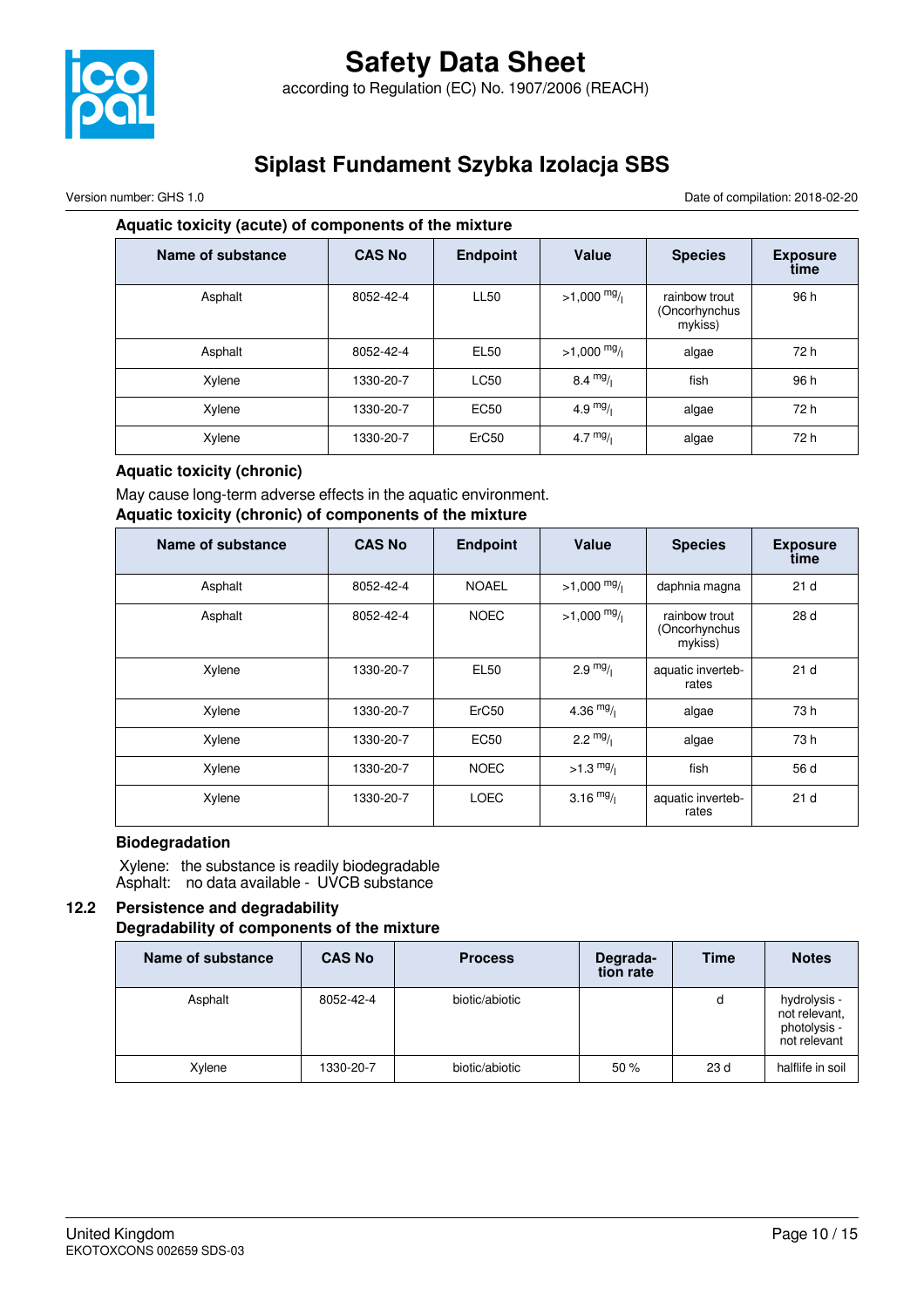### Aquatic toxicity (acute) of components of the mixture

| Name of substance | CAS No | Endpoint | Value | Species | Exposure time |
|---|---|---|---|---|---|
| Asphalt | 8052-42-4 | LL50 | >1,000 $^{mg}/_{l}$ | rainbow trout (Oncorhynchus mykiss) | 96 h |
| Asphalt | 8052-42-4 | EL50 | >1,000 $^{mg}/_{l}$ | algae | 72 h |
| Xylene | 1330-20-7 | LC50 | 8.4 $^{mg}/_{l}$ | fish | 96 h |
| Xylene | 1330-20-7 | EC50 | 4.9 $^{mg}/_{l}$ | algae | 72 h |
| Xylene | 1330-20-7 | ErC50 | 4.7 $^{mg}/_{l}$ | algae | 72 h |

### Aquatic toxicity (chronic)

May cause long-term adverse effects in the aquatic environment.

### Aquatic toxicity (chronic) of components of the mixture

| Name of substance | CAS No | Endpoint | Value | Species | Exposure time |
|---|---|---|---|---|---|
| Asphalt | 8052-42-4 | NOAEL | >1,000 $^{mg}/_{l}$ | daphnia magna | 21 d |
| Asphalt | 8052-42-4 | NOEC | >1,000 $^{mg}/_{l}$ | rainbow trout (Oncorhynchus mykiss) | 28 d |
| Xylene | 1330-20-7 | EL50 | 2.9 $^{mg}/_{l}$ | aquatic invertebrates | 21 d |
| Xylene | 1330-20-7 | ErC50 | 4.36 $^{mg}/_{l}$ | algae | 73 h |
| Xylene | 1330-20-7 | EC50 | 2.2 $^{mg}/_{l}$ | algae | 73 h |
| Xylene | 1330-20-7 | NOEC | >1.3 $^{mg}/_{l}$ | fish | 56 d |
| Xylene | 1330-20-7 | LOEC | 3.16 $^{mg}/_{l}$ | aquatic invertebrates | 21 d |

### Biodegradation

Xylene: the substance is readily biodegradable
Asphalt: no data available - UVCB substance

## 12.2 Persistence and degradability

### Degradability of components of the mixture

| Name of substance | CAS No | Process | Degradation rate | Time | Notes |
|---|---|---|---|---|---|
| Asphalt | 8052-42-4 | biotic/abiotic | | d | hydrolysis - not relevant, photolysis - not relevant |
| Xylene | 1330-20-7 | biotic/abiotic | 50 % | 23 d | halflife in soil |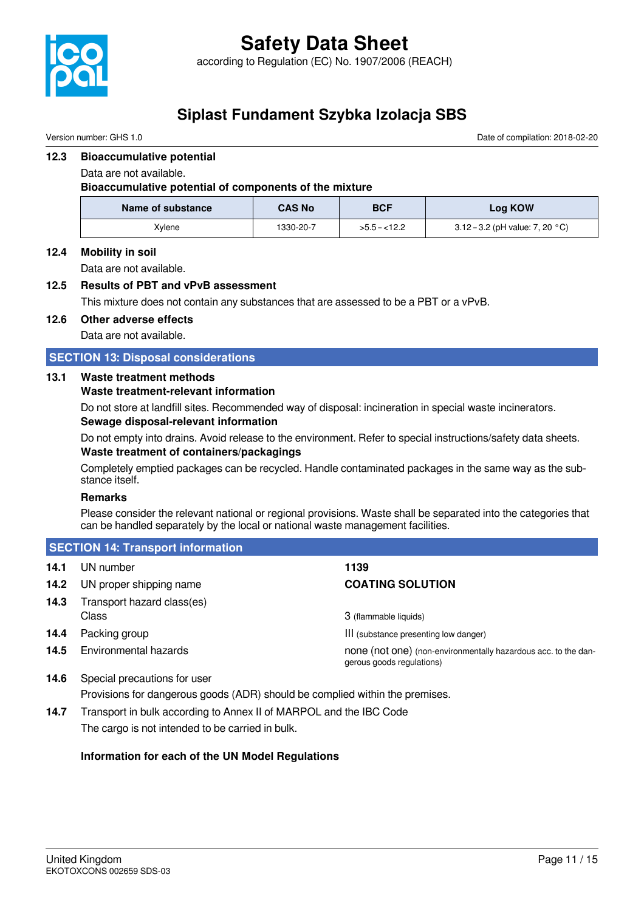### 12.3 Bioaccumulative potential

Data are not available.

**Bioaccumulative potential of components of the mixture**

| Name of substance | CAS No | BCF | Log KOW |
|---|---|---|---|
| Xylene | 1330-20-7 | >5.5 – <12.2 | 3.12 – 3.2 (pH value: 7, 20 °C) |

### 12.4 Mobility in soil

Data are not available.

### 12.5 Results of PBT and vPvB assessment

This mixture does not contain any substances that are assessed to be a PBT or a vPvB.

### 12.6 Other adverse effects

Data are not available.

## SECTION 13: Disposal considerations

### 13.1 Waste treatment methods

**Waste treatment-relevant information**

Do not store at landfill sites. Recommended way of disposal: incineration in special waste incinerators.

**Sewage disposal-relevant information**

Do not empty into drains. Avoid release to the environment. Refer to special instructions/safety data sheets.

**Waste treatment of containers/packagings**

Completely emptied packages can be recycled. Handle contaminated packages in the same way as the substance itself.

**Remarks**

Please consider the relevant national or regional provisions. Waste shall be separated into the categories that can be handled separately by the local or national waste management facilities.

## SECTION 14: Transport information

**14.1** UN number: **1139**

**14.2** UN proper shipping name: **COATING SOLUTION**

**14.3** Transport hazard class(es)

Class: 3 (flammable liquids)

**14.4** Packing group: III (substance presenting low danger)

**14.5** Environmental hazards: none (not one) (non-environmentally hazardous acc. to the dangerous goods regulations)

**14.6** Special precautions for user

Provisions for dangerous goods (ADR) should be complied within the premises.

**14.7** Transport in bulk according to Annex II of MARPOL and the IBC Code

The cargo is not intended to be carried in bulk.

**Information for each of the UN Model Regulations**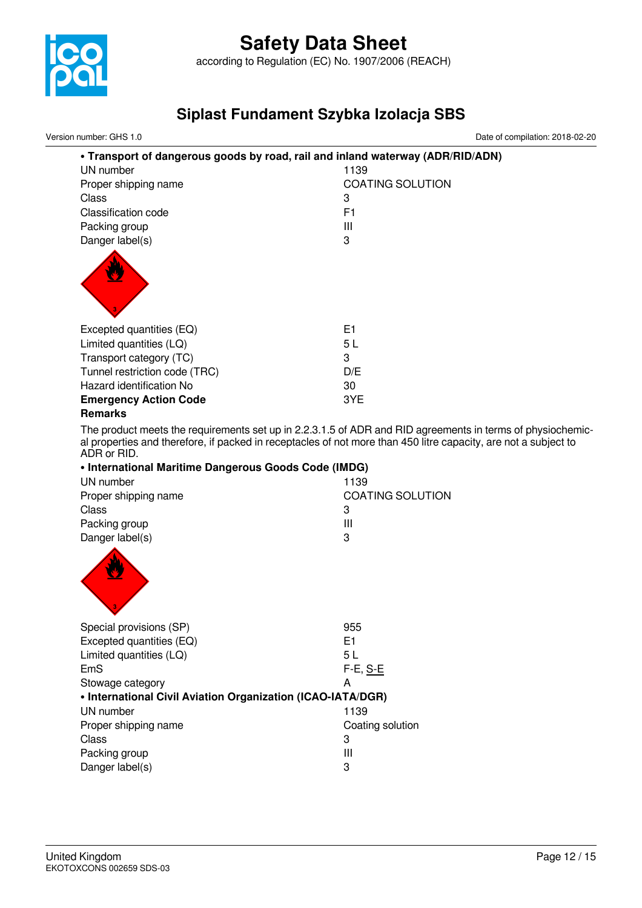**• Transport of dangerous goods by road, rail and inland waterway (ADR/RID/ADN)**

| | |
|---|---|
| UN number | 1139 |
| Proper shipping name | COATING SOLUTION |
| Class | 3 |
| Classification code | F1 |
| Packing group | III |
| Danger label(s) | 3 |
| Excepted quantities (EQ) | E1 |
| Limited quantities (LQ) | 5 L |
| Transport category (TC) | 3 |
| Tunnel restriction code (TRC) | D/E |
| Hazard identification No | 30 |
| **Emergency Action Code** | 3YE |

**Remarks**

The product meets the requirements set up in 2.2.3.1.5 of ADR and RID agreements in terms of physiochemical properties and therefore, if packed in receptacles of not more than 450 litre capacity, are not a subject to ADR or RID.

**• International Maritime Dangerous Goods Code (IMDG)**

| | |
|---|---|
| UN number | 1139 |
| Proper shipping name | COATING SOLUTION |
| Class | 3 |
| Packing group | III |
| Danger label(s) | 3 |
| Special provisions (SP) | 955 |
| Excepted quantities (EQ) | E1 |
| Limited quantities (LQ) | 5 L |
| EmS | F-E, S-E |
| Stowage category | A |

**• International Civil Aviation Organization (ICAO-IATA/DGR)**

| | |
|---|---|
| UN number | 1139 |
| Proper shipping name | Coating solution |
| Class | 3 |
| Packing group | III |
| Danger label(s) | 3 |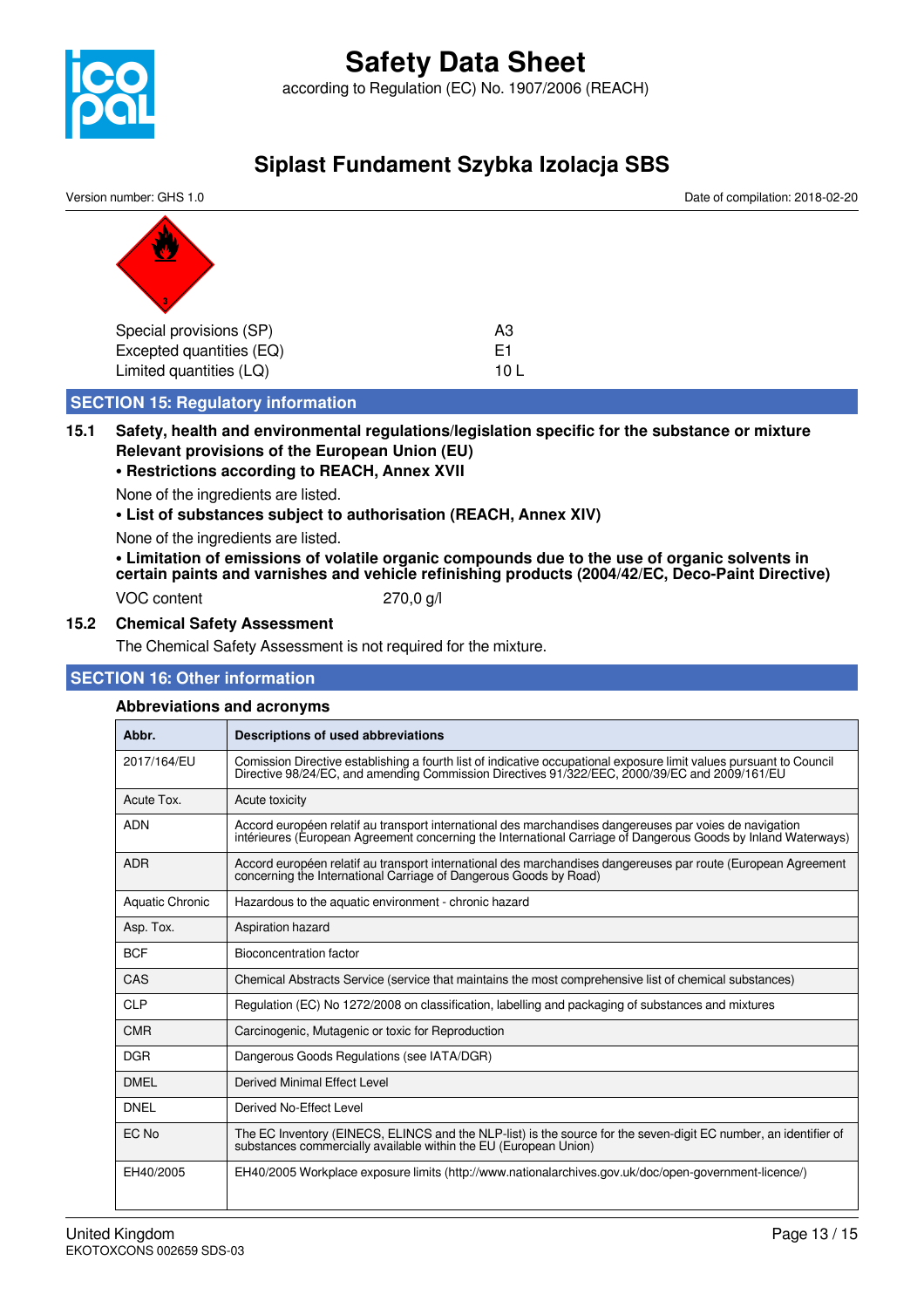| | |
|---|---|
| Special provisions (SP) | A3 |
| Excepted quantities (EQ) | E1 |
| Limited quantities (LQ) | 10 L |

## SECTION 15: Regulatory information

### 15.1 Safety, health and environmental regulations/legislation specific for the substance or mixture

**Relevant provisions of the European Union (EU)**

**• Restrictions according to REACH, Annex XVII**

None of the ingredients are listed.

**• List of substances subject to authorisation (REACH, Annex XIV)**

None of the ingredients are listed.

**• Limitation of emissions of volatile organic compounds due to the use of organic solvents in certain paints and varnishes and vehicle refinishing products (2004/42/EC, Deco-Paint Directive)**

| | |
|---|---|
| VOC content | 270,0 g/l |

### 15.2 Chemical Safety Assessment

The Chemical Safety Assessment is not required for the mixture.

## SECTION 16: Other information

**Abbreviations and acronyms**

| Abbr. | Descriptions of used abbreviations |
|---|---|
| 2017/164/EU | Comission Directive establishing a fourth list of indicative occupational exposure limit values pursuant to Council Directive 98/24/EC, and amending Commission Directives 91/322/EEC, 2000/39/EC and 2009/161/EU |
| Acute Tox. | Acute toxicity |
| ADN | Accord européen relatif au transport international des marchandises dangereuses par voies de navigation intérieures (European Agreement concerning the International Carriage of Dangerous Goods by Inland Waterways) |
| ADR | Accord européen relatif au transport international des marchandises dangereuses par route (European Agreement concerning the International Carriage of Dangerous Goods by Road) |
| Aquatic Chronic | Hazardous to the aquatic environment - chronic hazard |
| Asp. Tox. | Aspiration hazard |
| BCF | Bioconcentration factor |
| CAS | Chemical Abstracts Service (service that maintains the most comprehensive list of chemical substances) |
| CLP | Regulation (EC) No 1272/2008 on classification, labelling and packaging of substances and mixtures |
| CMR | Carcinogenic, Mutagenic or toxic for Reproduction |
| DGR | Dangerous Goods Regulations (see IATA/DGR) |
| DMEL | Derived Minimal Effect Level |
| DNEL | Derived No-Effect Level |
| EC No | The EC Inventory (EINECS, ELINCS and the NLP-list) is the source for the seven-digit EC number, an identifier of substances commercially available within the EU (European Union) |
| EH40/2005 | EH40/2005 Workplace exposure limits (http://www.nationalarchives.gov.uk/doc/open-government-licence/) |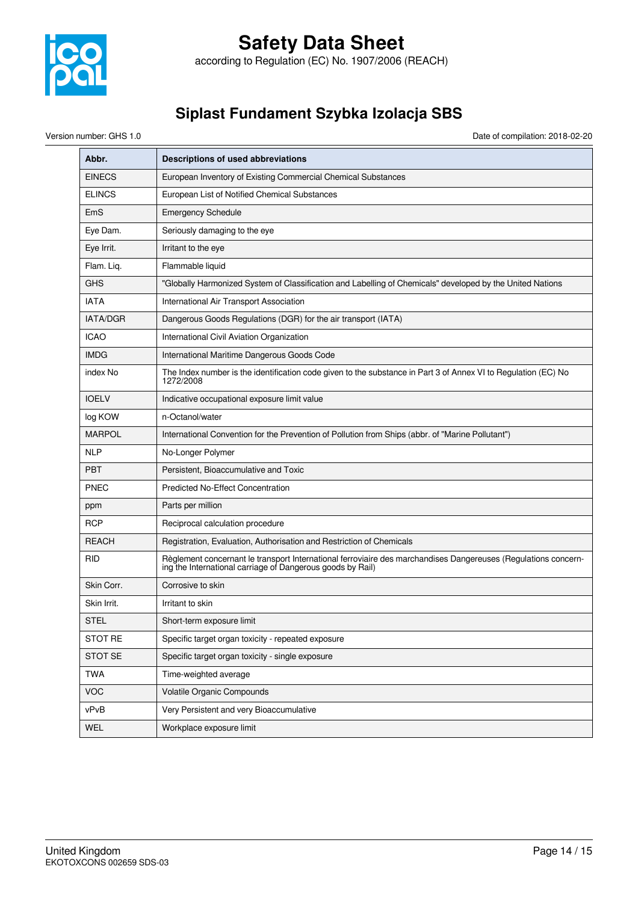| Abbr. | Descriptions of used abbreviations |
| --- | --- |
| EINECS | European Inventory of Existing Commercial Chemical Substances |
| ELINCS | European List of Notified Chemical Substances |
| EmS | Emergency Schedule |
| Eye Dam. | Seriously damaging to the eye |
| Eye Irrit. | Irritant to the eye |
| Flam. Liq. | Flammable liquid |
| GHS | "Globally Harmonized System of Classification and Labelling of Chemicals" developed by the United Nations |
| IATA | International Air Transport Association |
| IATA/DGR | Dangerous Goods Regulations (DGR) for the air transport (IATA) |
| ICAO | International Civil Aviation Organization |
| IMDG | International Maritime Dangerous Goods Code |
| index No | The Index number is the identification code given to the substance in Part 3 of Annex VI to Regulation (EC) No 1272/2008 |
| IOELV | Indicative occupational exposure limit value |
| log KOW | n-Octanol/water |
| MARPOL | International Convention for the Prevention of Pollution from Ships (abbr. of "Marine Pollutant") |
| NLP | No-Longer Polymer |
| PBT | Persistent, Bioaccumulative and Toxic |
| PNEC | Predicted No-Effect Concentration |
| ppm | Parts per million |
| RCP | Reciprocal calculation procedure |
| REACH | Registration, Evaluation, Authorisation and Restriction of Chemicals |
| RID | Règlement concernant le transport International ferroviaire des marchandises Dangereuses (Regulations concerning the International carriage of Dangerous goods by Rail) |
| Skin Corr. | Corrosive to skin |
| Skin Irrit. | Irritant to skin |
| STEL | Short-term exposure limit |
| STOT RE | Specific target organ toxicity - repeated exposure |
| STOT SE | Specific target organ toxicity - single exposure |
| TWA | Time-weighted average |
| VOC | Volatile Organic Compounds |
| vPvB | Very Persistent and very Bioaccumulative |
| WEL | Workplace exposure limit |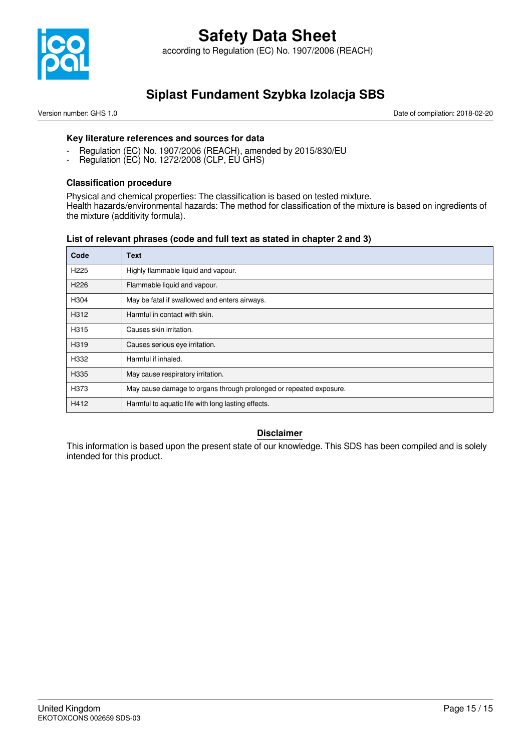### Key literature references and sources for data

- Regulation (EC) No. 1907/2006 (REACH), amended by 2015/830/EU
- Regulation (EC) No. 1272/2008 (CLP, EU GHS)

### Classification procedure

Physical and chemical properties: The classification is based on tested mixture.
Health hazards/environmental hazards: The method for classification of the mixture is based on ingredients of the mixture (additivity formula).

### List of relevant phrases (code and full text as stated in chapter 2 and 3)

| Code | Text |
|---|---|
| H225 | Highly flammable liquid and vapour. |
| H226 | Flammable liquid and vapour. |
| H304 | May be fatal if swallowed and enters airways. |
| H312 | Harmful in contact with skin. |
| H315 | Causes skin irritation. |
| H319 | Causes serious eye irritation. |
| H332 | Harmful if inhaled. |
| H335 | May cause respiratory irritation. |
| H373 | May cause damage to organs through prolonged or repeated exposure. |
| H412 | Harmful to aquatic life with long lasting effects. |

## Disclaimer

This information is based upon the present state of our knowledge. This SDS has been compiled and is solely intended for this product.